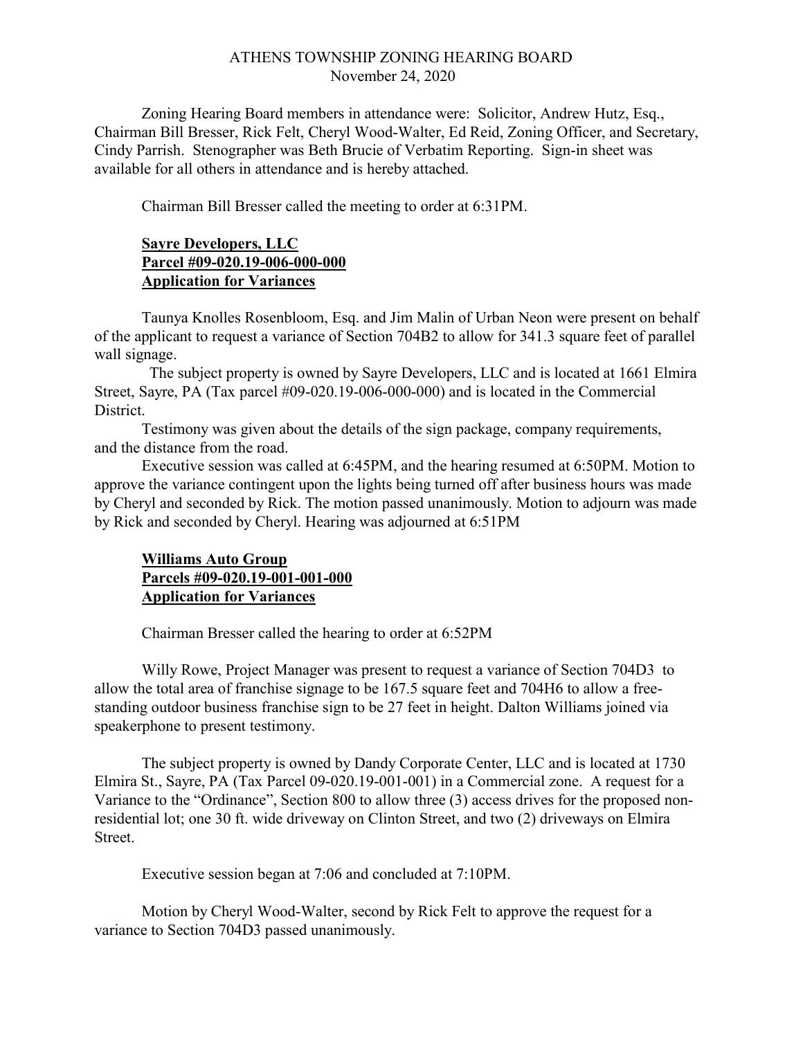# ATHENS TOWNSHIP ZONING HEARING BOARD

November 24, 2020

Zoning Hearing Board members in attendance were: Solicitor, Andrew Hutz, Esq., Chairman Bill Bresser, Rick Felt, Cheryl Wood-Walter, Ed Reid, Zoning Officer, and Secretary, Cindy Parrish. Stenographer was Beth Brucie of Verbatim Reporting. Sign-in sheet was available for all others in attendance and is hereby attached.

Chairman Bill Bresser called the meeting to order at 6:31PM.

**Sayre Developers, LLC**
**Parcel #09-020.19-006-000-000**
**Application for Variances**

Taunya Knolles Rosenbloom, Esq. and Jim Malin of Urban Neon were present on behalf of the applicant to request a variance of Section 704B2 to allow for 341.3 square feet of parallel wall signage.

The subject property is owned by Sayre Developers, LLC and is located at 1661 Elmira Street, Sayre, PA (Tax parcel #09-020.19-006-000-000) and is located in the Commercial District.

Testimony was given about the details of the sign package, company requirements, and the distance from the road.

Executive session was called at 6:45PM, and the hearing resumed at 6:50PM. Motion to approve the variance contingent upon the lights being turned off after business hours was made by Cheryl and seconded by Rick. The motion passed unanimously. Motion to adjourn was made by Rick and seconded by Cheryl. Hearing was adjourned at 6:51PM

**Williams Auto Group**
**Parcels #09-020.19-001-001-000**
**Application for Variances**

Chairman Bresser called the hearing to order at 6:52PM

Willy Rowe, Project Manager was present to request a variance of Section 704D3 to allow the total area of franchise signage to be 167.5 square feet and 704H6 to allow a free-standing outdoor business franchise sign to be 27 feet in height. Dalton Williams joined via speakerphone to present testimony.

The subject property is owned by Dandy Corporate Center, LLC and is located at 1730 Elmira St., Sayre, PA (Tax Parcel 09-020.19-001-001) in a Commercial zone. A request for a Variance to the "Ordinance", Section 800 to allow three (3) access drives for the proposed non-residential lot; one 30 ft. wide driveway on Clinton Street, and two (2) driveways on Elmira Street.

Executive session began at 7:06 and concluded at 7:10PM.

Motion by Cheryl Wood-Walter, second by Rick Felt to approve the request for a variance to Section 704D3 passed unanimously.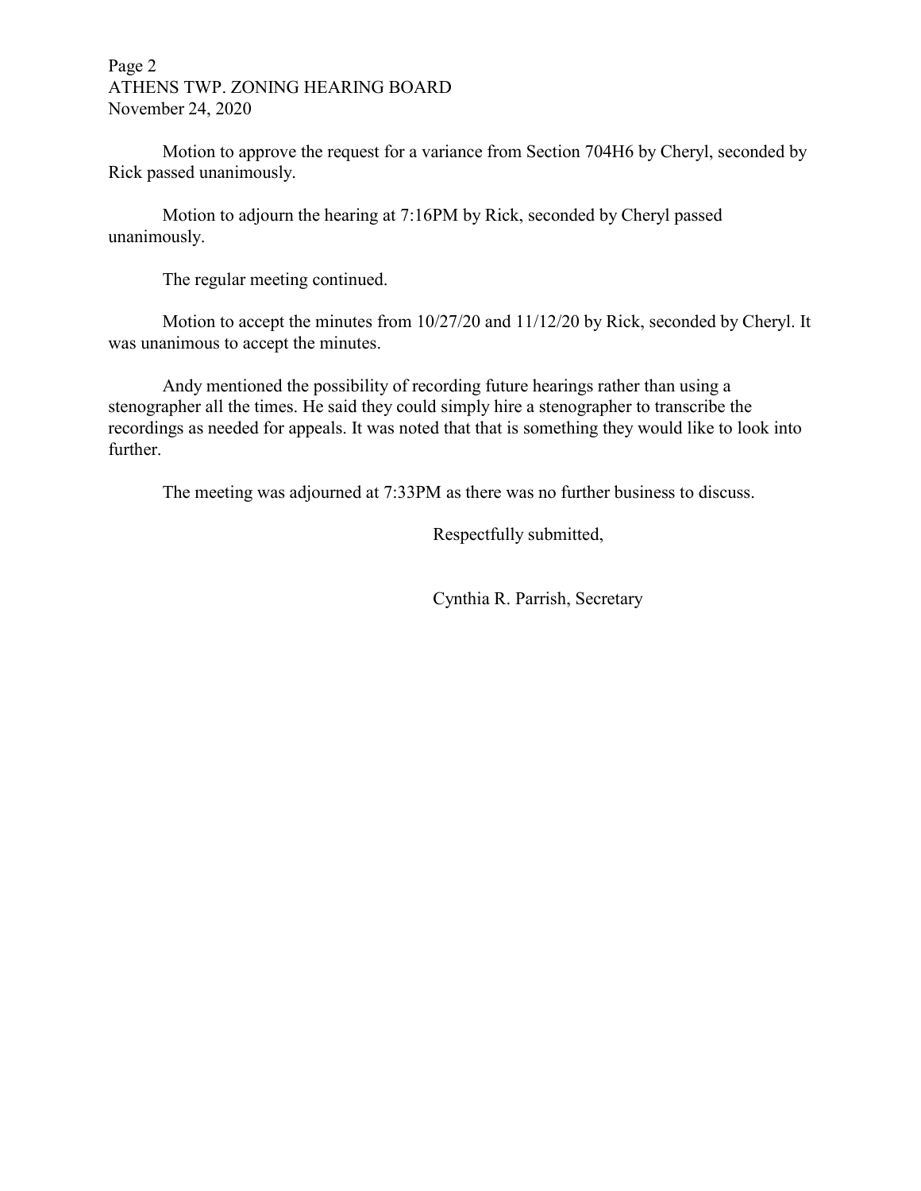Motion to approve the request for a variance from Section 704H6 by Cheryl, seconded by Rick passed unanimously.

Motion to adjourn the hearing at 7:16PM by Rick, seconded by Cheryl passed unanimously.

The regular meeting continued.

Motion to accept the minutes from 10/27/20 and 11/12/20 by Rick, seconded by Cheryl. It was unanimous to accept the minutes.

Andy mentioned the possibility of recording future hearings rather than using a stenographer all the times. He said they could simply hire a stenographer to transcribe the recordings as needed for appeals. It was noted that that is something they would like to look into further.

The meeting was adjourned at 7:33PM as there was no further business to discuss.

Respectfully submitted,

Cynthia R. Parrish, Secretary